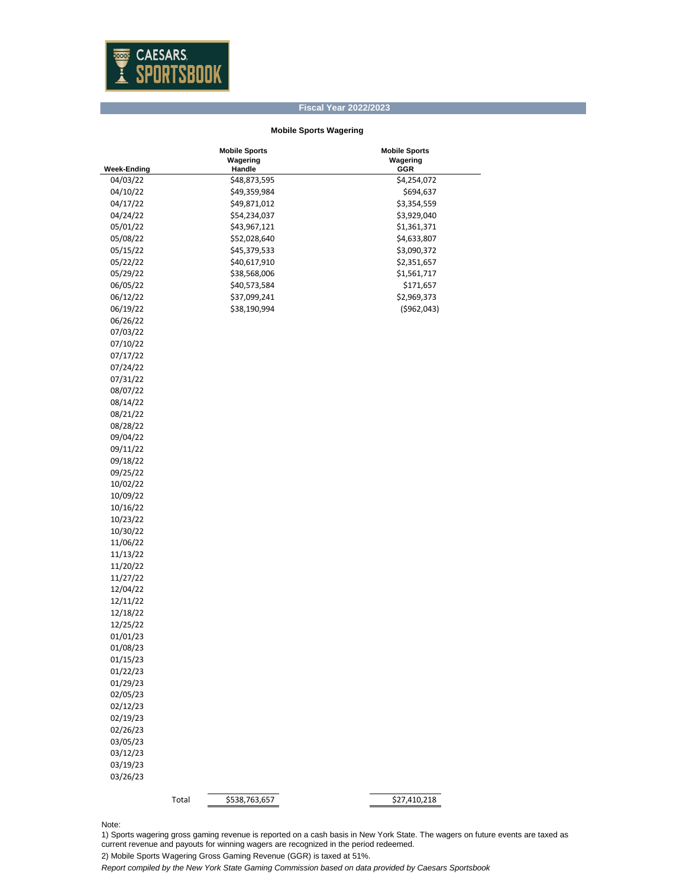CAESARS SPORTSBOOK

## Fiscal Year 2022/2023

### Mobile Sports Wagering

| Week-Ending | Mobile Sports Wagering Handle | Mobile Sports Wagering GGR |
|---|---|---|
| 04/03/22 | $48,873,595 | $4,254,072 |
| 04/10/22 | $49,359,984 | $694,637 |
| 04/17/22 | $49,871,012 | $3,354,559 |
| 04/24/22 | $54,234,037 | $3,929,040 |
| 05/01/22 | $43,967,121 | $1,361,371 |
| 05/08/22 | $52,028,640 | $4,633,807 |
| 05/15/22 | $45,379,533 | $3,090,372 |
| 05/22/22 | $40,617,910 | $2,351,657 |
| 05/29/22 | $38,568,006 | $1,561,717 |
| 06/05/22 | $40,573,584 | $171,657 |
| 06/12/22 | $37,099,241 | $2,969,373 |
| 06/19/22 | $38,190,994 | ($962,043) |
| 06/26/22 | | |
| 07/03/22 | | |
| 07/10/22 | | |
| 07/17/22 | | |
| 07/24/22 | | |
| 07/31/22 | | |
| 08/07/22 | | |
| 08/14/22 | | |
| 08/21/22 | | |
| 08/28/22 | | |
| 09/04/22 | | |
| 09/11/22 | | |
| 09/18/22 | | |
| 09/25/22 | | |
| 10/02/22 | | |
| 10/09/22 | | |
| 10/16/22 | | |
| 10/23/22 | | |
| 10/30/22 | | |
| 11/06/22 | | |
| 11/13/22 | | |
| 11/20/22 | | |
| 11/27/22 | | |
| 12/04/22 | | |
| 12/11/22 | | |
| 12/18/22 | | |
| 12/25/22 | | |
| 01/01/23 | | |
| 01/08/23 | | |
| 01/15/23 | | |
| 01/22/23 | | |
| 01/29/23 | | |
| 02/05/23 | | |
| 02/12/23 | | |
| 02/19/23 | | |
| 02/26/23 | | |
| 03/05/23 | | |
| 03/12/23 | | |
| 03/19/23 | | |
| 03/26/23 | | |
| Total | $538,763,657 | $27,410,218 |

Note:

1) Sports wagering gross gaming revenue is reported on a cash basis in New York State. The wagers on future events are taxed as current revenue and payouts for winning wagers are recognized in the period redeemed.

2) Mobile Sports Wagering Gross Gaming Revenue (GGR) is taxed at 51%.

*Report compiled by the New York State Gaming Commission based on data provided by Caesars Sportsbook*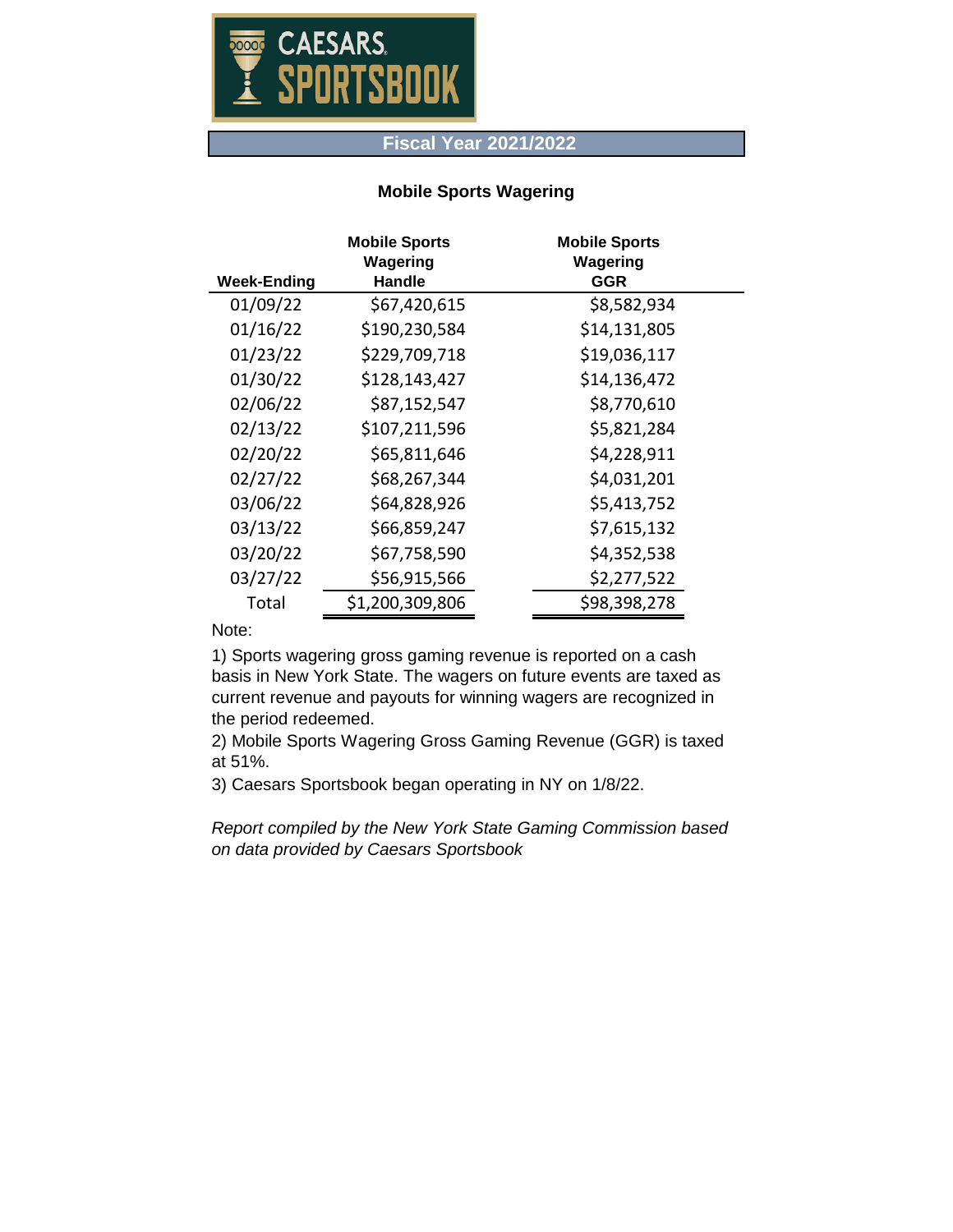CAESARS SPORTSBOOK

## Fiscal Year 2021/2022

### Mobile Sports Wagering

| Week-Ending | Mobile Sports Wagering Handle | Mobile Sports Wagering GGR |
|---|---|---|
| 01/09/22 | $67,420,615 | $8,582,934 |
| 01/16/22 | $190,230,584 | $14,131,805 |
| 01/23/22 | $229,709,718 | $19,036,117 |
| 01/30/22 | $128,143,427 | $14,136,472 |
| 02/06/22 | $87,152,547 | $8,770,610 |
| 02/13/22 | $107,211,596 | $5,821,284 |
| 02/20/22 | $65,811,646 | $4,228,911 |
| 02/27/22 | $68,267,344 | $4,031,201 |
| 03/06/22 | $64,828,926 | $5,413,752 |
| 03/13/22 | $66,859,247 | $7,615,132 |
| 03/20/22 | $67,758,590 | $4,352,538 |
| 03/27/22 | $56,915,566 | $2,277,522 |
| Total | $1,200,309,806 | $98,398,278 |

Note:

1) Sports wagering gross gaming revenue is reported on a cash basis in New York State. The wagers on future events are taxed as current revenue and payouts for winning wagers are recognized in the period redeemed.

2) Mobile Sports Wagering Gross Gaming Revenue (GGR) is taxed at 51%.

3) Caesars Sportsbook began operating in NY on 1/8/22.

*Report compiled by the New York State Gaming Commission based on data provided by Caesars Sportsbook*